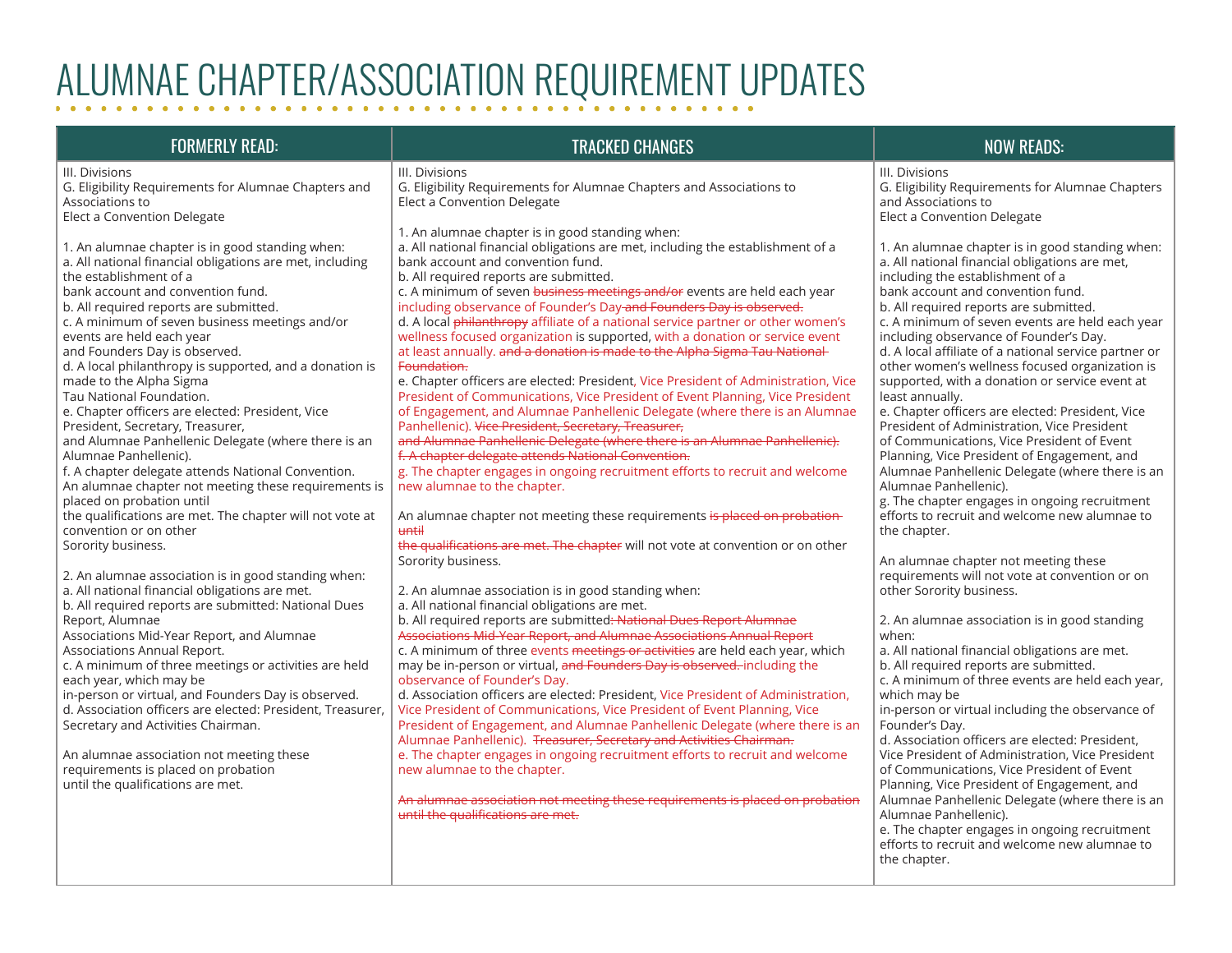# ALUMNAE CHAPTER/ASSOCIATION REQUIREMENT UPDATES

| FORMERLY READ: | TRACKED CHANGES | NOW READS: |
|---|---|---|
| III. Divisions<br>G. Eligibility Requirements for Alumnae Chapters and Associations to Elect a Convention Delegate | III. Divisions<br>G. Eligibility Requirements for Alumnae Chapters and Associations to Elect a Convention Delegate | III. Divisions<br>G. Eligibility Requirements for Alumnae Chapters and Associations to Elect a Convention Delegate |
| 1. An alumnae chapter is in good standing when:<br>a. All national financial obligations are met, including the establishment of a bank account and convention fund.<br>b. All required reports are submitted.<br>c. A minimum of seven business meetings and/or events are held each year and Founders Day is observed.<br>d. A local philanthropy is supported, and a donation is made to the Alpha Sigma Tau National Foundation.<br>e. Chapter officers are elected: President, Vice President, Secretary, Treasurer, and Alumnae Panhellenic Delegate (where there is an Alumnae Panhellenic).<br>f. A chapter delegate attends National Convention. | 1. An alumnae chapter is in good standing when:<br>a. All national financial obligations are met, including the establishment of a bank account and convention fund.<br>b. All required reports are submitted.<br>c. A minimum of seven ~~business meetings and/or~~ events are held each year including observance of Founder's Day ~~and Founders Day is observed.~~<br>d. A local ~~philanthropy~~ affiliate of a national service partner or other women's wellness focused organization is supported, with a donation or service event at least annually. ~~and a donation is made to the Alpha Sigma Tau National Foundation.~~<br>e. Chapter officers are elected: President, Vice President of Administration, Vice President of Communications, Vice President of Event Planning, Vice President of Engagement, and Alumnae Panhellenic Delegate (where there is an Alumnae Panhellenic). ~~Vice President, Secretary, Treasurer, and Alumnae Panhellenic Delegate (where there is an Alumnae Panhellenic).~~<br>~~f. A chapter delegate attends National Convention.~~<br>g. The chapter engages in ongoing recruitment efforts to recruit and welcome new alumnae to the chapter. | 1. An alumnae chapter is in good standing when:<br>a. All national financial obligations are met, including the establishment of a bank account and convention fund.<br>b. All required reports are submitted.<br>c. A minimum of seven events are held each year including observance of Founder's Day.<br>d. A local affiliate of a national service partner or other women's wellness focused organization is supported, with a donation or service event at least annually.<br>e. Chapter officers are elected: President, Vice President of Administration, Vice President of Communications, Vice President of Event Planning, Vice President of Engagement, and Alumnae Panhellenic Delegate (where there is an Alumnae Panhellenic).<br>g. The chapter engages in ongoing recruitment efforts to recruit and welcome new alumnae to the chapter. |
| An alumnae chapter not meeting these requirements is placed on probation until the qualifications are met. The chapter will not vote at convention or on other Sorority business. | An alumnae chapter not meeting these requirements ~~is placed on probation until the qualifications are met. The chapter~~ will not vote at convention or on other Sorority business. | An alumnae chapter not meeting these requirements will not vote at convention or on other Sorority business. |
| 2. An alumnae association is in good standing when:<br>a. All national financial obligations are met.<br>b. All required reports are submitted: National Dues Report, Alumnae Associations Mid-Year Report, and Alumnae Associations Annual Report.<br>c. A minimum of three meetings or activities are held each year, which may be in-person or virtual, and Founders Day is observed.<br>d. Association officers are elected: President, Treasurer, Secretary and Activities Chairman. | 2. An alumnae association is in good standing when:<br>a. All national financial obligations are met.<br>b. All required reports are submitted~~: National Dues Report Alumnae Associations Mid-Year Report, and Alumnae Associations Annual Report~~<br>c. A minimum of three events ~~meetings or activities~~ are held each year, which may be in-person or virtual, ~~and Founders Day is observed.~~ including the observance of Founder's Day.<br>d. Association officers are elected: President, Vice President of Administration, Vice President of Communications, Vice President of Event Planning, Vice President of Engagement, and Alumnae Panhellenic Delegate (where there is an Alumnae Panhellenic). ~~Treasurer, Secretary and Activities Chairman.~~<br>e. The chapter engages in ongoing recruitment efforts to recruit and welcome new alumnae to the chapter. | 2. An alumnae association is in good standing when:<br>a. All national financial obligations are met.<br>b. All required reports are submitted.<br>c. A minimum of three events are held each year, which may be in-person or virtual including the observance of Founder's Day.<br>d. Association officers are elected: President, Vice President of Administration, Vice President of Communications, Vice President of Event Planning, Vice President of Engagement, and Alumnae Panhellenic Delegate (where there is an Alumnae Panhellenic).<br>e. The chapter engages in ongoing recruitment efforts to recruit and welcome new alumnae to the chapter. |
| An alumnae association not meeting these requirements is placed on probation until the qualifications are met. | ~~An alumnae association not meeting these requirements is placed on probation until the qualifications are met.~~ | |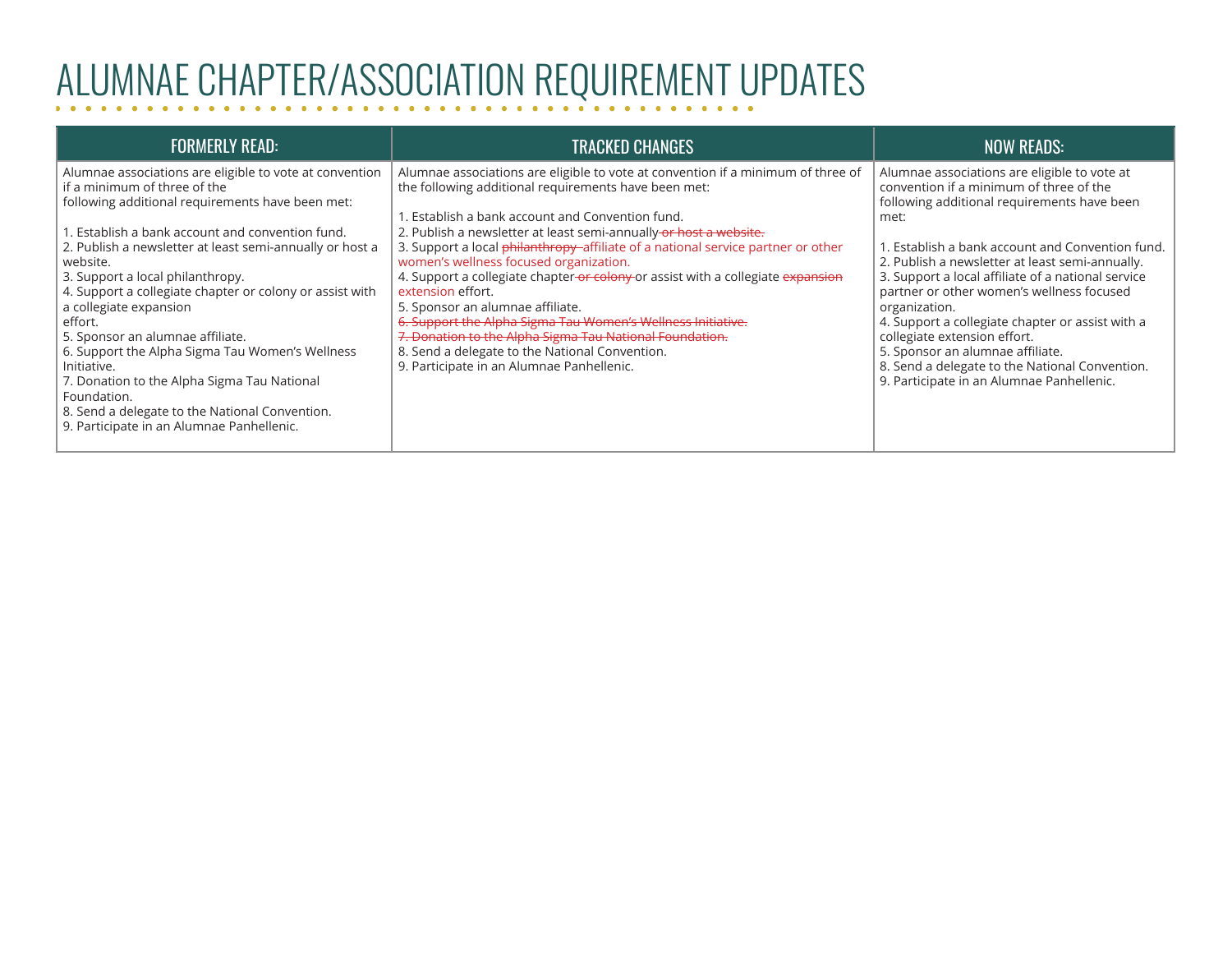# ALUMNAE CHAPTER/ASSOCIATION REQUIREMENT UPDATES

| FORMERLY READ: | TRACKED CHANGES | NOW READS: |
|---|---|---|
| Alumnae associations are eligible to vote at convention if a minimum of three of the following additional requirements have been met:<br><br>1. Establish a bank account and convention fund.<br>2. Publish a newsletter at least semi-annually or host a website.<br>3. Support a local philanthropy.<br>4. Support a collegiate chapter or colony or assist with a collegiate expansion effort.<br>5. Sponsor an alumnae affiliate.<br>6. Support the Alpha Sigma Tau Women's Wellness Initiative.<br>7. Donation to the Alpha Sigma Tau National Foundation.<br>8. Send a delegate to the National Convention.<br>9. Participate in an Alumnae Panhellenic. | Alumnae associations are eligible to vote at convention if a minimum of three of the following additional requirements have been met:<br><br>1. Establish a bank account and Convention fund.<br>2. Publish a newsletter at least semi-annually ~~or host a website.~~<br>3. Support a local ~~philanthropy~~ affiliate of a national service partner or other women's wellness focused organization.<br>4. Support a collegiate chapter ~~or colony~~ or assist with a collegiate ~~expansion~~ extension effort.<br>5. Sponsor an alumnae affiliate.<br>~~6. Support the Alpha Sigma Tau Women's Wellness Initiative.~~<br>~~7. Donation to the Alpha Sigma Tau National Foundation.~~<br>8. Send a delegate to the National Convention.<br>9. Participate in an Alumnae Panhellenic. | Alumnae associations are eligible to vote at convention if a minimum of three of the following additional requirements have been met:<br><br>1. Establish a bank account and Convention fund.<br>2. Publish a newsletter at least semi-annually.<br>3. Support a local affiliate of a national service partner or other women's wellness focused organization.<br>4. Support a collegiate chapter or assist with a collegiate extension effort.<br>5. Sponsor an alumnae affiliate.<br>8. Send a delegate to the National Convention.<br>9. Participate in an Alumnae Panhellenic. |